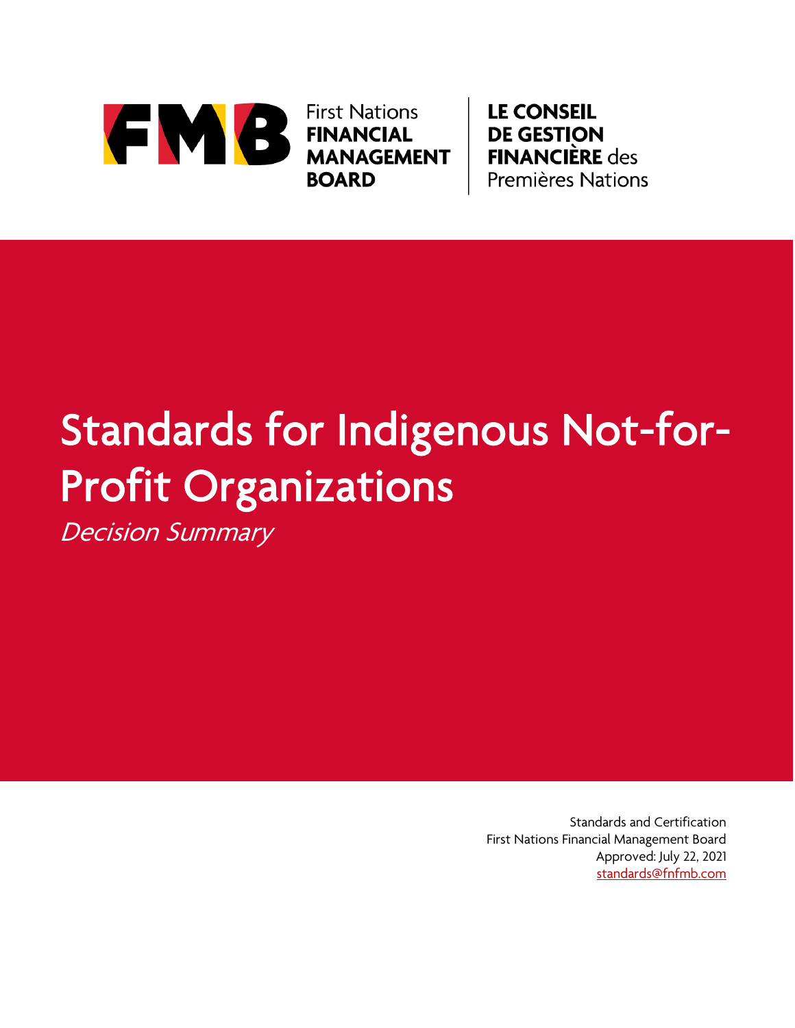First Nations **FINANCIAL MANAGEMENT BOARD**

**LE CONSEIL DE GESTION FINANCIÈRE** des Premières Nations

# Standards for Indigenous Not-for-Profit Organizations

*Decision Summary*

Standards and Certification
First Nations Financial Management Board
Approved: July 22, 2021
standards@fnfmb.com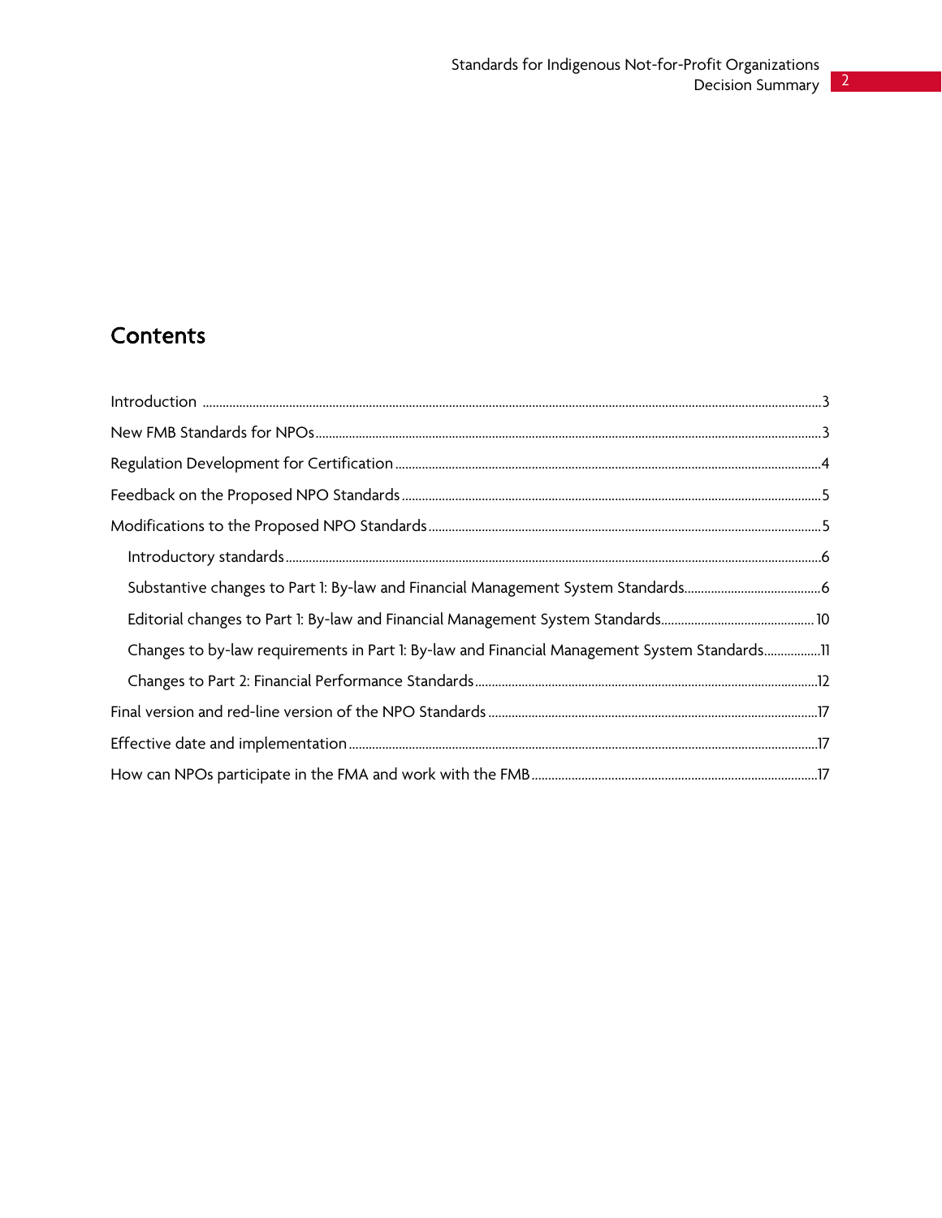## Contents

Introduction ........................................................................................................................ 3

New FMB Standards for NPOs ........................................................................................ 3

Regulation Development for Certification ...................................................................... 4

Feedback on the Proposed NPO Standards .................................................................... 5

Modifications to the Proposed NPO Standards .............................................................. 5

- Introductory standards ................................................................................................. 6
- Substantive changes to Part 1: By-law and Financial Management System Standards ........ 6
- Editorial changes to Part 1: By-law and Financial Management System Standards ........... 10
- Changes to by-law requirements in Part 1: By-law and Financial Management System Standards ........ 11
- Changes to Part 2: Financial Performance Standards ..................................................... 12

Final version and red-line version of the NPO Standards ................................................. 17

Effective date and implementation .................................................................................. 17

How can NPOs participate in the FMA and work with the FMB ....................................... 17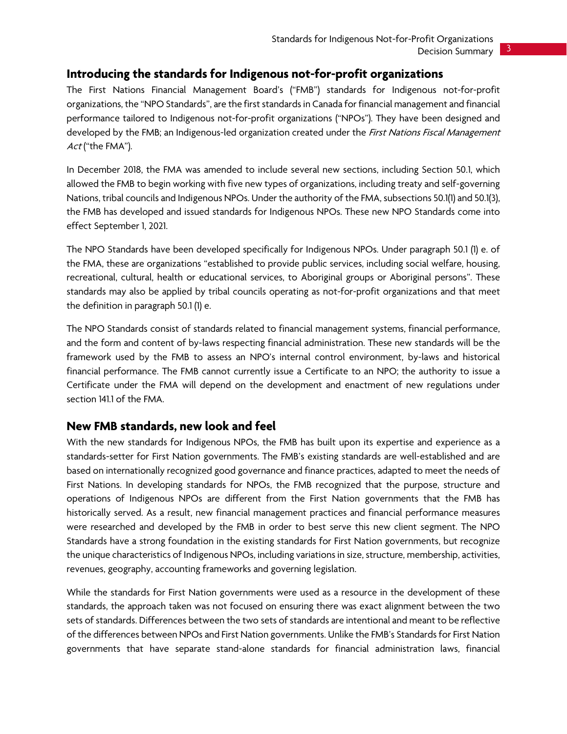## Introducing the standards for Indigenous not-for-profit organizations

The First Nations Financial Management Board's ("FMB") standards for Indigenous not-for-profit organizations, the "NPO Standards", are the first standards in Canada for financial management and financial performance tailored to Indigenous not-for-profit organizations ("NPOs"). They have been designed and developed by the FMB; an Indigenous-led organization created under the *First Nations Fiscal Management Act* ("the FMA").

In December 2018, the FMA was amended to include several new sections, including Section 50.1, which allowed the FMB to begin working with five new types of organizations, including treaty and self-governing Nations, tribal councils and Indigenous NPOs. Under the authority of the FMA, subsections 50.1(1) and 50.1(3), the FMB has developed and issued standards for Indigenous NPOs. These new NPO Standards come into effect September 1, 2021.

The NPO Standards have been developed specifically for Indigenous NPOs. Under paragraph 50.1 (1) e. of the FMA, these are organizations "established to provide public services, including social welfare, housing, recreational, cultural, health or educational services, to Aboriginal groups or Aboriginal persons". These standards may also be applied by tribal councils operating as not-for-profit organizations and that meet the definition in paragraph 50.1 (1) e.

The NPO Standards consist of standards related to financial management systems, financial performance, and the form and content of by-laws respecting financial administration. These new standards will be the framework used by the FMB to assess an NPO's internal control environment, by-laws and historical financial performance. The FMB cannot currently issue a Certificate to an NPO; the authority to issue a Certificate under the FMA will depend on the development and enactment of new regulations under section 141.1 of the FMA.

## New FMB standards, new look and feel

With the new standards for Indigenous NPOs, the FMB has built upon its expertise and experience as a standards-setter for First Nation governments. The FMB's existing standards are well-established and are based on internationally recognized good governance and finance practices, adapted to meet the needs of First Nations. In developing standards for NPOs, the FMB recognized that the purpose, structure and operations of Indigenous NPOs are different from the First Nation governments that the FMB has historically served. As a result, new financial management practices and financial performance measures were researched and developed by the FMB in order to best serve this new client segment. The NPO Standards have a strong foundation in the existing standards for First Nation governments, but recognize the unique characteristics of Indigenous NPOs, including variations in size, structure, membership, activities, revenues, geography, accounting frameworks and governing legislation.

While the standards for First Nation governments were used as a resource in the development of these standards, the approach taken was not focused on ensuring there was exact alignment between the two sets of standards. Differences between the two sets of standards are intentional and meant to be reflective of the differences between NPOs and First Nation governments. Unlike the FMB's Standards for First Nation governments that have separate stand-alone standards for financial administration laws, financial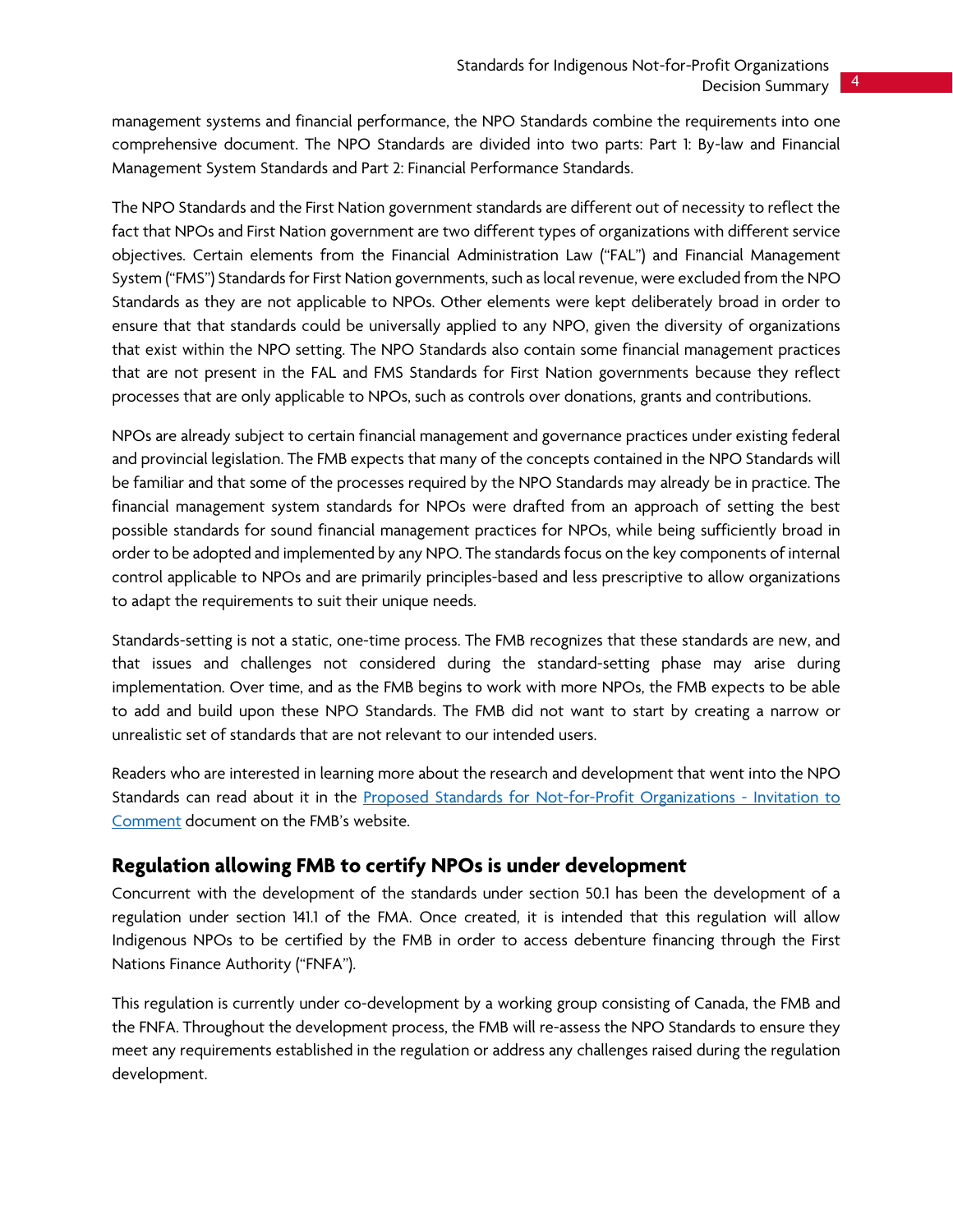management systems and financial performance, the NPO Standards combine the requirements into one comprehensive document. The NPO Standards are divided into two parts: Part 1: By-law and Financial Management System Standards and Part 2: Financial Performance Standards.

The NPO Standards and the First Nation government standards are different out of necessity to reflect the fact that NPOs and First Nation government are two different types of organizations with different service objectives. Certain elements from the Financial Administration Law ("FAL") and Financial Management System ("FMS") Standards for First Nation governments, such as local revenue, were excluded from the NPO Standards as they are not applicable to NPOs. Other elements were kept deliberately broad in order to ensure that that standards could be universally applied to any NPO, given the diversity of organizations that exist within the NPO setting. The NPO Standards also contain some financial management practices that are not present in the FAL and FMS Standards for First Nation governments because they reflect processes that are only applicable to NPOs, such as controls over donations, grants and contributions.

NPOs are already subject to certain financial management and governance practices under existing federal and provincial legislation. The FMB expects that many of the concepts contained in the NPO Standards will be familiar and that some of the processes required by the NPO Standards may already be in practice. The financial management system standards for NPOs were drafted from an approach of setting the best possible standards for sound financial management practices for NPOs, while being sufficiently broad in order to be adopted and implemented by any NPO. The standards focus on the key components of internal control applicable to NPOs and are primarily principles-based and less prescriptive to allow organizations to adapt the requirements to suit their unique needs.

Standards-setting is not a static, one-time process. The FMB recognizes that these standards are new, and that issues and challenges not considered during the standard-setting phase may arise during implementation. Over time, and as the FMB begins to work with more NPOs, the FMB expects to be able to add and build upon these NPO Standards. The FMB did not want to start by creating a narrow or unrealistic set of standards that are not relevant to our intended users.

Readers who are interested in learning more about the research and development that went into the NPO Standards can read about it in the Proposed Standards for Not-for-Profit Organizations - Invitation to Comment document on the FMB's website.

## Regulation allowing FMB to certify NPOs is under development

Concurrent with the development of the standards under section 50.1 has been the development of a regulation under section 141.1 of the FMA. Once created, it is intended that this regulation will allow Indigenous NPOs to be certified by the FMB in order to access debenture financing through the First Nations Finance Authority ("FNFA").

This regulation is currently under co-development by a working group consisting of Canada, the FMB and the FNFA. Throughout the development process, the FMB will re-assess the NPO Standards to ensure they meet any requirements established in the regulation or address any challenges raised during the regulation development.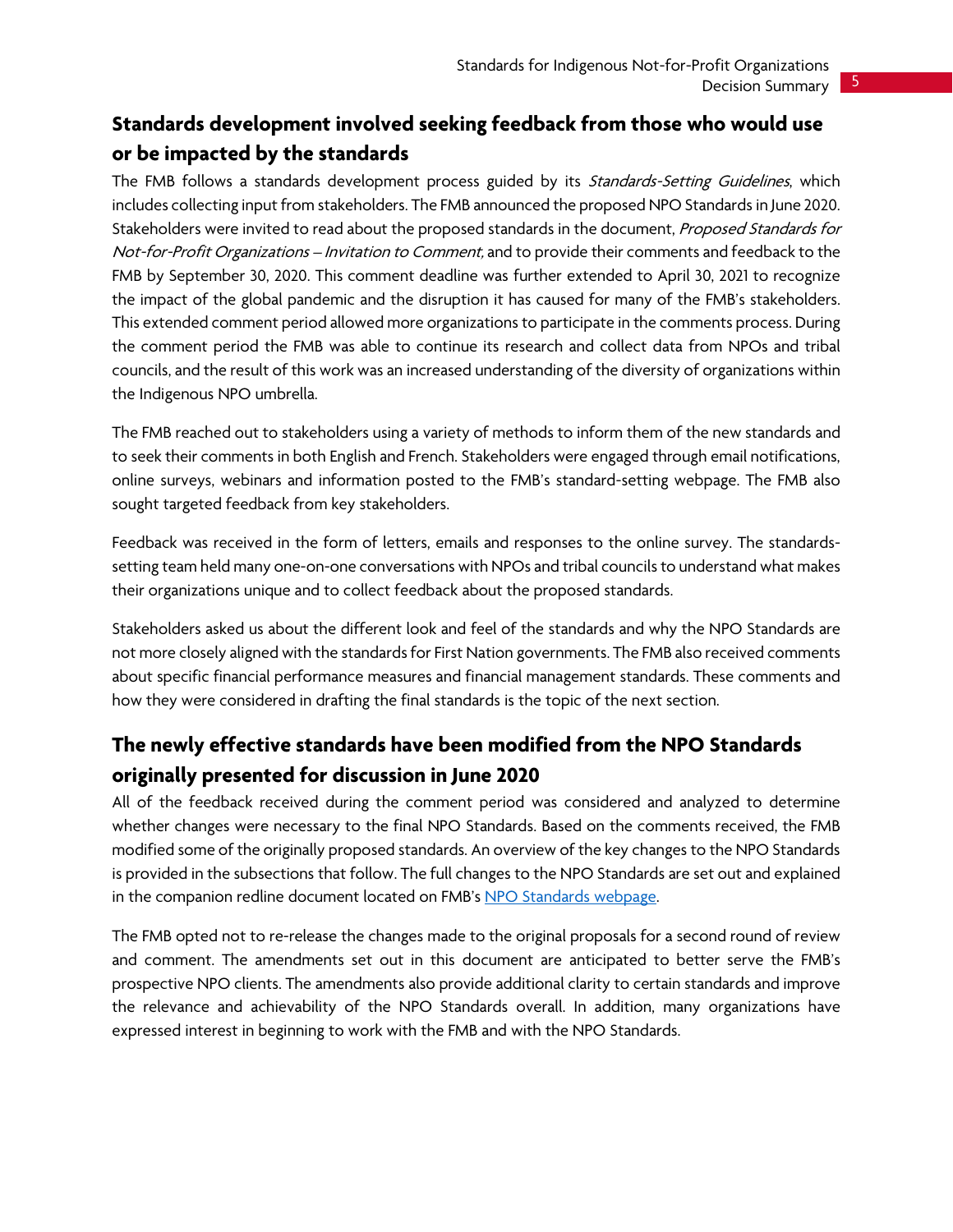## Standards development involved seeking feedback from those who would use or be impacted by the standards

The FMB follows a standards development process guided by its *Standards-Setting Guidelines*, which includes collecting input from stakeholders. The FMB announced the proposed NPO Standards in June 2020. Stakeholders were invited to read about the proposed standards in the document, *Proposed Standards for Not-for-Profit Organizations – Invitation to Comment,* and to provide their comments and feedback to the FMB by September 30, 2020. This comment deadline was further extended to April 30, 2021 to recognize the impact of the global pandemic and the disruption it has caused for many of the FMB's stakeholders. This extended comment period allowed more organizations to participate in the comments process. During the comment period the FMB was able to continue its research and collect data from NPOs and tribal councils, and the result of this work was an increased understanding of the diversity of organizations within the Indigenous NPO umbrella.

The FMB reached out to stakeholders using a variety of methods to inform them of the new standards and to seek their comments in both English and French. Stakeholders were engaged through email notifications, online surveys, webinars and information posted to the FMB's standard-setting webpage. The FMB also sought targeted feedback from key stakeholders.

Feedback was received in the form of letters, emails and responses to the online survey. The standards-setting team held many one-on-one conversations with NPOs and tribal councils to understand what makes their organizations unique and to collect feedback about the proposed standards.

Stakeholders asked us about the different look and feel of the standards and why the NPO Standards are not more closely aligned with the standards for First Nation governments. The FMB also received comments about specific financial performance measures and financial management standards. These comments and how they were considered in drafting the final standards is the topic of the next section.

## The newly effective standards have been modified from the NPO Standards originally presented for discussion in June 2020

All of the feedback received during the comment period was considered and analyzed to determine whether changes were necessary to the final NPO Standards. Based on the comments received, the FMB modified some of the originally proposed standards. An overview of the key changes to the NPO Standards is provided in the subsections that follow. The full changes to the NPO Standards are set out and explained in the companion redline document located on FMB's NPO Standards webpage.

The FMB opted not to re-release the changes made to the original proposals for a second round of review and comment. The amendments set out in this document are anticipated to better serve the FMB's prospective NPO clients. The amendments also provide additional clarity to certain standards and improve the relevance and achievability of the NPO Standards overall. In addition, many organizations have expressed interest in beginning to work with the FMB and with the NPO Standards.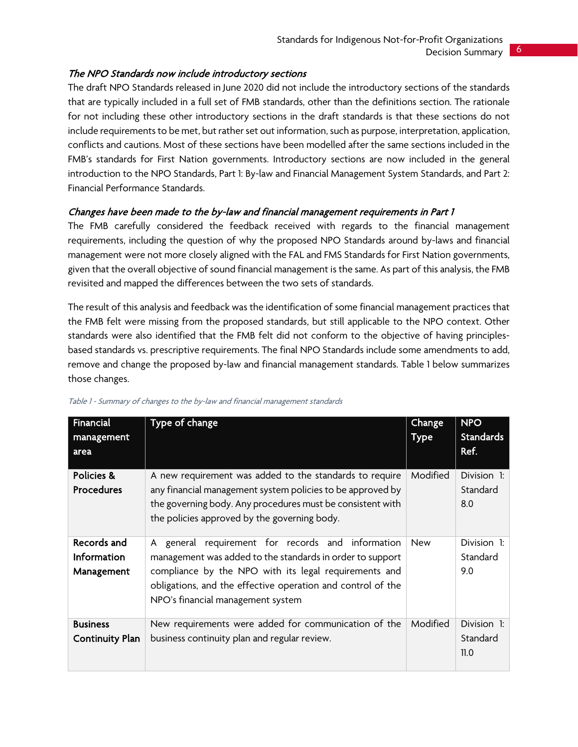### *The NPO Standards now include introductory sections*

The draft NPO Standards released in June 2020 did not include the introductory sections of the standards that are typically included in a full set of FMB standards, other than the definitions section. The rationale for not including these other introductory sections in the draft standards is that these sections do not include requirements to be met, but rather set out information, such as purpose, interpretation, application, conflicts and cautions. Most of these sections have been modelled after the same sections included in the FMB's standards for First Nation governments. Introductory sections are now included in the general introduction to the NPO Standards, Part 1: By-law and Financial Management System Standards, and Part 2: Financial Performance Standards.

### *Changes have been made to the by-law and financial management requirements in Part 1*

The FMB carefully considered the feedback received with regards to the financial management requirements, including the question of why the proposed NPO Standards around by-laws and financial management were not more closely aligned with the FAL and FMS Standards for First Nation governments, given that the overall objective of sound financial management is the same. As part of this analysis, the FMB revisited and mapped the differences between the two sets of standards.

The result of this analysis and feedback was the identification of some financial management practices that the FMB felt were missing from the proposed standards, but still applicable to the NPO context. Other standards were also identified that the FMB felt did not conform to the objective of having principles-based standards vs. prescriptive requirements. The final NPO Standards include some amendments to add, remove and change the proposed by-law and financial management standards. Table 1 below summarizes those changes.

*Table 1 - Summary of changes to the by-law and financial management standards*

| Financial management area | Type of change | Change Type | NPO Standards Ref. |
|---|---|---|---|
| **Policies & Procedures** | A new requirement was added to the standards to require any financial management system policies to be approved by the governing body. Any procedures must be consistent with the policies approved by the governing body. | Modified | Division 1: Standard 8.0 |
| **Records and Information Management** | A general requirement for records and information management was added to the standards in order to support compliance by the NPO with its legal requirements and obligations, and the effective operation and control of the NPO's financial management system | New | Division 1: Standard 9.0 |
| **Business Continuity Plan** | New requirements were added for communication of the business continuity plan and regular review. | Modified | Division 1: Standard 11.0 |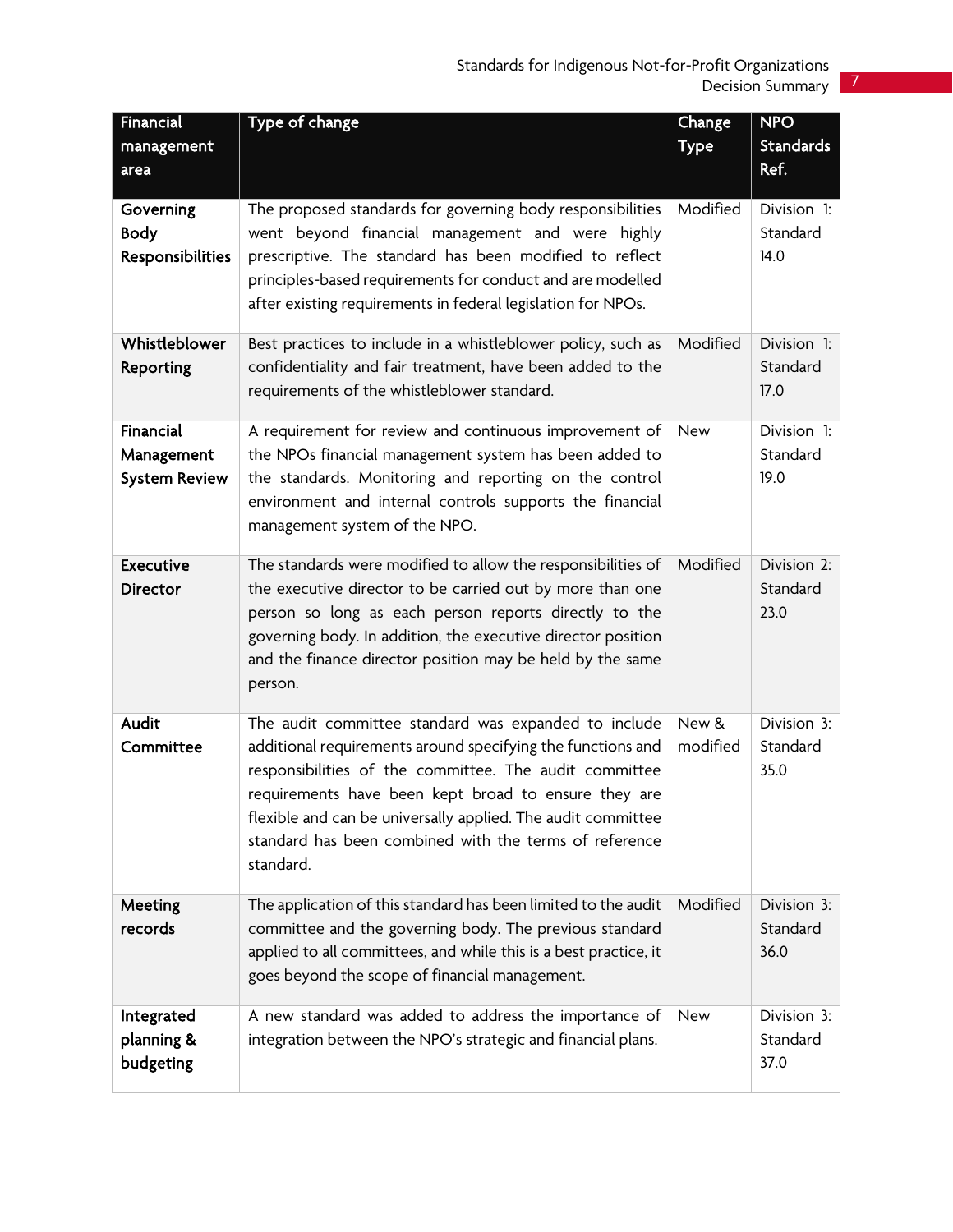| Financial management area | Type of change | Change Type | NPO Standards Ref. |
|---|---|---|---|
| **Governing Body Responsibilities** | The proposed standards for governing body responsibilities went beyond financial management and were highly prescriptive. The standard has been modified to reflect principles-based requirements for conduct and are modelled after existing requirements in federal legislation for NPOs. | Modified | Division 1: Standard 14.0 |
| **Whistleblower Reporting** | Best practices to include in a whistleblower policy, such as confidentiality and fair treatment, have been added to the requirements of the whistleblower standard. | Modified | Division 1: Standard 17.0 |
| **Financial Management System Review** | A requirement for review and continuous improvement of the NPOs financial management system has been added to the standards. Monitoring and reporting on the control environment and internal controls supports the financial management system of the NPO. | New | Division 1: Standard 19.0 |
| **Executive Director** | The standards were modified to allow the responsibilities of the executive director to be carried out by more than one person so long as each person reports directly to the governing body. In addition, the executive director position and the finance director position may be held by the same person. | Modified | Division 2: Standard 23.0 |
| **Audit Committee** | The audit committee standard was expanded to include additional requirements around specifying the functions and responsibilities of the committee. The audit committee requirements have been kept broad to ensure they are flexible and can be universally applied. The audit committee standard has been combined with the terms of reference standard. | New & modified | Division 3: Standard 35.0 |
| **Meeting records** | The application of this standard has been limited to the audit committee and the governing body. The previous standard applied to all committees, and while this is a best practice, it goes beyond the scope of financial management. | Modified | Division 3: Standard 36.0 |
| **Integrated planning & budgeting** | A new standard was added to address the importance of integration between the NPO's strategic and financial plans. | New | Division 3: Standard 37.0 |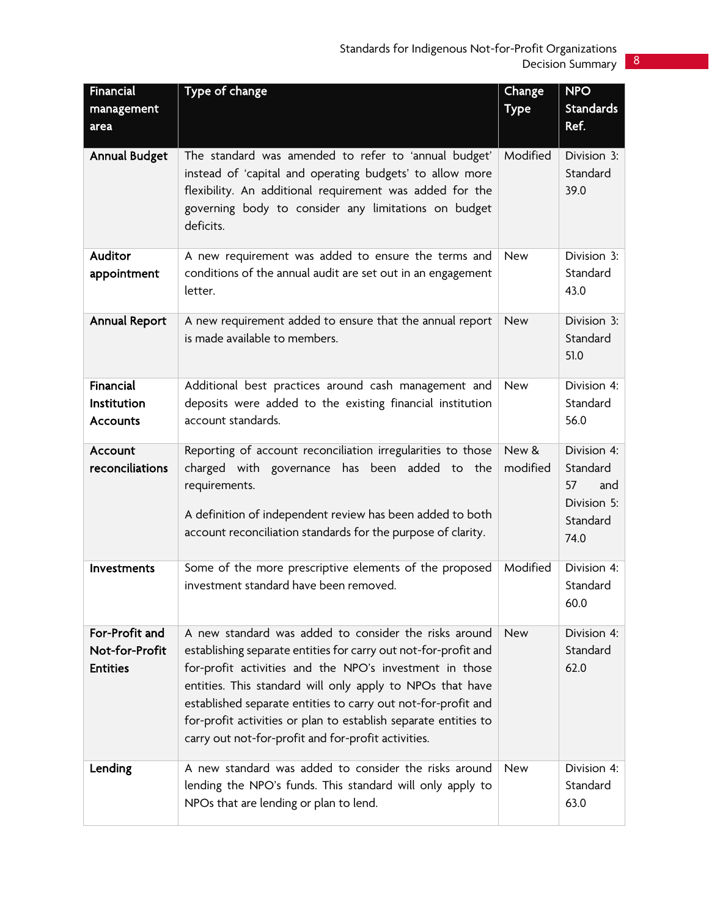| Financial management area | Type of change | Change Type | NPO Standards Ref. |
|---|---|---|---|
| **Annual Budget** | The standard was amended to refer to 'annual budget' instead of 'capital and operating budgets' to allow more flexibility. An additional requirement was added for the governing body to consider any limitations on budget deficits. | Modified | Division 3: Standard 39.0 |
| **Auditor appointment** | A new requirement was added to ensure the terms and conditions of the annual audit are set out in an engagement letter. | New | Division 3: Standard 43.0 |
| **Annual Report** | A new requirement added to ensure that the annual report is made available to members. | New | Division 3: Standard 51.0 |
| **Financial Institution Accounts** | Additional best practices around cash management and deposits were added to the existing financial institution account standards. | New | Division 4: Standard 56.0 |
| **Account reconciliations** | Reporting of account reconciliation irregularities to those charged with governance has been added to the requirements.<br><br>A definition of independent review has been added to both account reconciliation standards for the purpose of clarity. | New & modified | Division 4: Standard 57 and Division 5: Standard 74.0 |
| **Investments** | Some of the more prescriptive elements of the proposed investment standard have been removed. | Modified | Division 4: Standard 60.0 |
| **For-Profit and Not-for-Profit Entities** | A new standard was added to consider the risks around establishing separate entities for carry out not-for-profit and for-profit activities and the NPO's investment in those entities. This standard will only apply to NPOs that have established separate entities to carry out not-for-profit and for-profit activities or plan to establish separate entities to carry out not-for-profit and for-profit activities. | New | Division 4: Standard 62.0 |
| **Lending** | A new standard was added to consider the risks around lending the NPO's funds. This standard will only apply to NPOs that are lending or plan to lend. | New | Division 4: Standard 63.0 |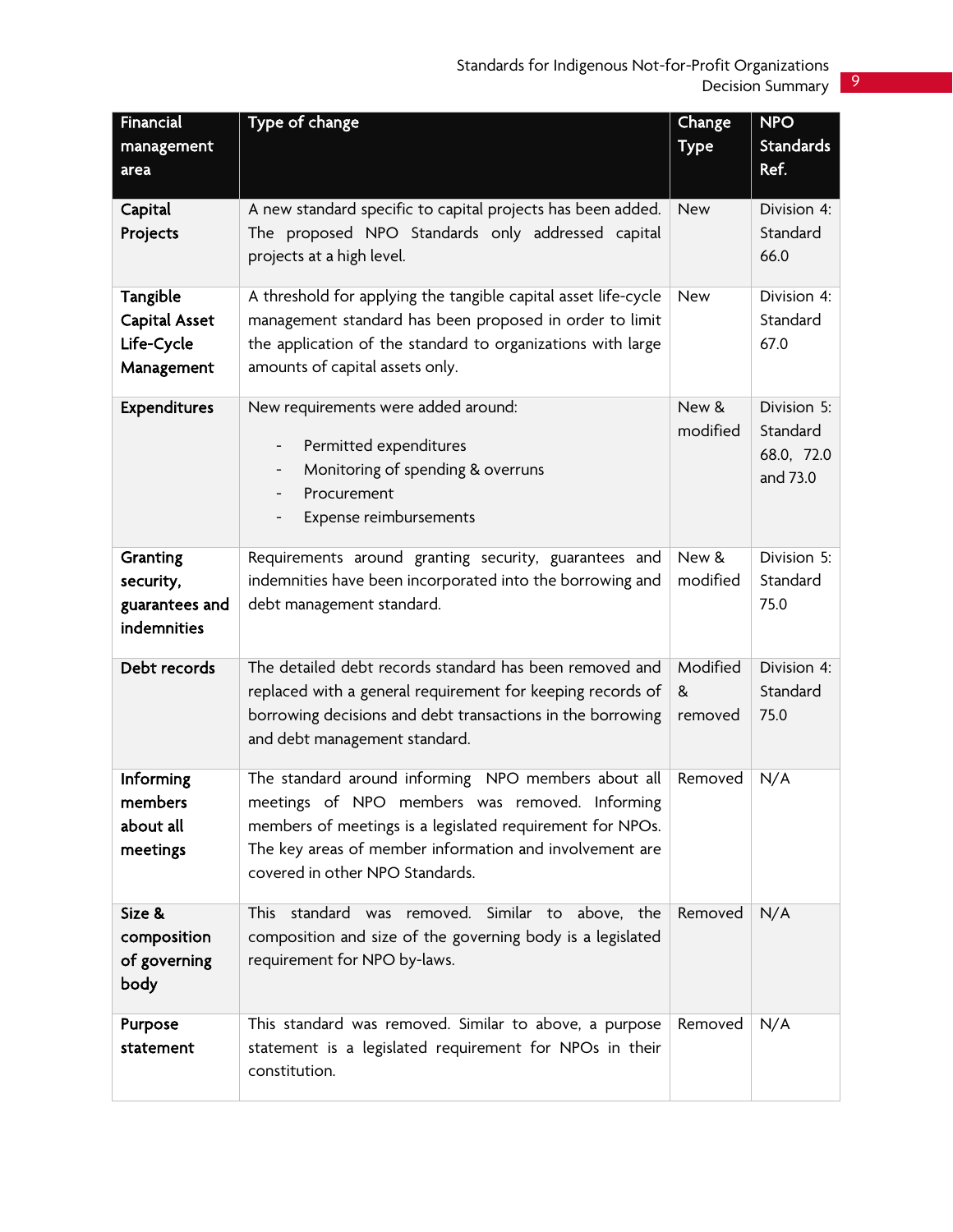| Financial management area | Type of change | Change Type | NPO Standards Ref. |
| --- | --- | --- | --- |
| **Capital Projects** | A new standard specific to capital projects has been added. The proposed NPO Standards only addressed capital projects at a high level. | New | Division 4: Standard 66.0 |
| **Tangible Capital Asset Life-Cycle Management** | A threshold for applying the tangible capital asset life-cycle management standard has been proposed in order to limit the application of the standard to organizations with large amounts of capital assets only. | New | Division 4: Standard 67.0 |
| **Expenditures** | New requirements were added around:<br>- Permitted expenditures<br>- Monitoring of spending & overruns<br>- Procurement<br>- Expense reimbursements | New & modified | Division 5: Standard 68.0, 72.0 and 73.0 |
| **Granting security, guarantees and indemnities** | Requirements around granting security, guarantees and indemnities have been incorporated into the borrowing and debt management standard. | New & modified | Division 5: Standard 75.0 |
| **Debt records** | The detailed debt records standard has been removed and replaced with a general requirement for keeping records of borrowing decisions and debt transactions in the borrowing and debt management standard. | Modified & removed | Division 4: Standard 75.0 |
| **Informing members about all meetings** | The standard around informing NPO members about all meetings of NPO members was removed. Informing members of meetings is a legislated requirement for NPOs. The key areas of member information and involvement are covered in other NPO Standards. | Removed | N/A |
| **Size & composition of governing body** | This standard was removed. Similar to above, the composition and size of the governing body is a legislated requirement for NPO by-laws. | Removed | N/A |
| **Purpose statement** | This standard was removed. Similar to above, a purpose statement is a legislated requirement for NPOs in their constitution. | Removed | N/A |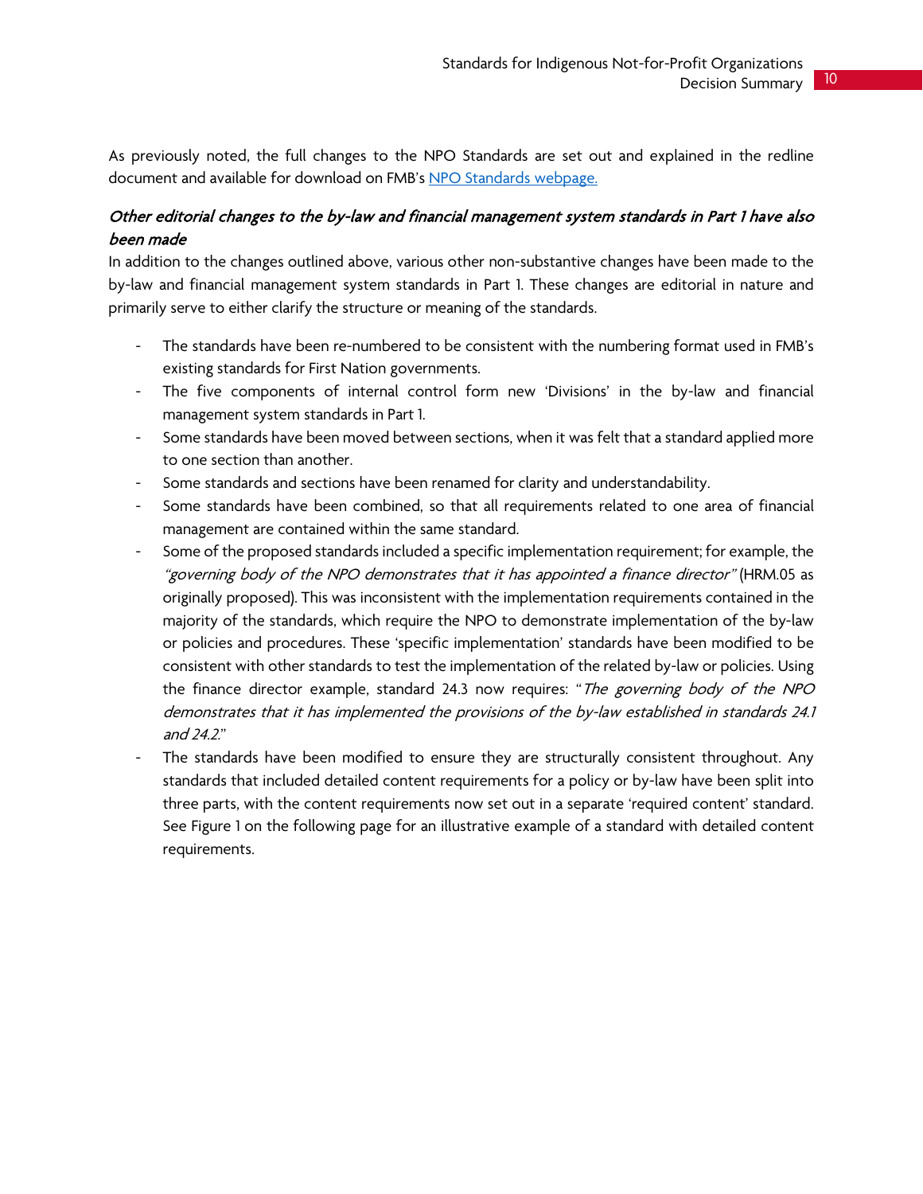As previously noted, the full changes to the NPO Standards are set out and explained in the redline document and available for download on FMB's [NPO Standards webpage.](#)

### *Other editorial changes to the by-law and financial management system standards in Part 1 have also been made*

In addition to the changes outlined above, various other non-substantive changes have been made to the by-law and financial management system standards in Part 1. These changes are editorial in nature and primarily serve to either clarify the structure or meaning of the standards.

- The standards have been re-numbered to be consistent with the numbering format used in FMB's existing standards for First Nation governments.
- The five components of internal control form new 'Divisions' in the by-law and financial management system standards in Part 1.
- Some standards have been moved between sections, when it was felt that a standard applied more to one section than another.
- Some standards and sections have been renamed for clarity and understandability.
- Some standards have been combined, so that all requirements related to one area of financial management are contained within the same standard.
- Some of the proposed standards included a specific implementation requirement; for example, the *"governing body of the NPO demonstrates that it has appointed a finance director"* (HRM.05 as originally proposed). This was inconsistent with the implementation requirements contained in the majority of the standards, which require the NPO to demonstrate implementation of the by-law or policies and procedures. These 'specific implementation' standards have been modified to be consistent with other standards to test the implementation of the related by-law or policies. Using the finance director example, standard 24.3 now requires: "*The governing body of the NPO demonstrates that it has implemented the provisions of the by-law established in standards 24.1 and 24.2.*"
- The standards have been modified to ensure they are structurally consistent throughout. Any standards that included detailed content requirements for a policy or by-law have been split into three parts, with the content requirements now set out in a separate 'required content' standard. See Figure 1 on the following page for an illustrative example of a standard with detailed content requirements.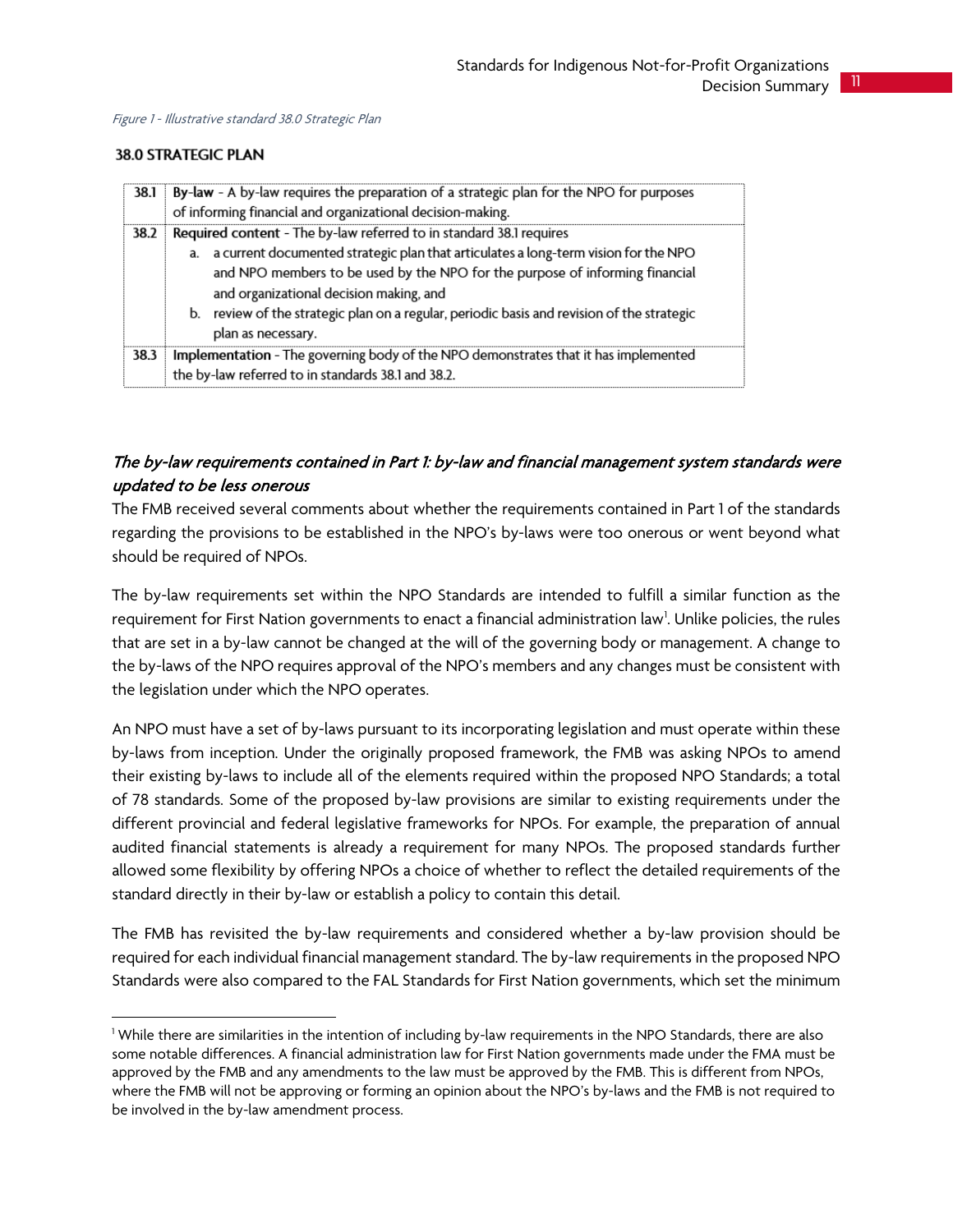*Figure 1 - Illustrative standard 38.0 Strategic Plan*

**38.0 STRATEGIC PLAN**

| | |
|---|---|
| 38.1 | **By-law** - A by-law requires the preparation of a strategic plan for the NPO for purposes of informing financial and organizational decision-making. |
| 38.2 | **Required content** - The by-law referred to in standard 38.1 requires<br>a. a current documented strategic plan that articulates a long-term vision for the NPO and NPO members to be used by the NPO for the purpose of informing financial and organizational decision making, and<br>b. review of the strategic plan on a regular, periodic basis and revision of the strategic plan as necessary. |
| 38.3 | **Implementation** - The governing body of the NPO demonstrates that it has implemented the by-law referred to in standards 38.1 and 38.2. |

### *The by-law requirements contained in Part 1: by-law and financial management system standards were updated to be less onerous*

The FMB received several comments about whether the requirements contained in Part 1 of the standards regarding the provisions to be established in the NPO's by-laws were too onerous or went beyond what should be required of NPOs.

The by-law requirements set within the NPO Standards are intended to fulfill a similar function as the requirement for First Nation governments to enact a financial administration law[1]. Unlike policies, the rules that are set in a by-law cannot be changed at the will of the governing body or management. A change to the by-laws of the NPO requires approval of the NPO's members and any changes must be consistent with the legislation under which the NPO operates.

An NPO must have a set of by-laws pursuant to its incorporating legislation and must operate within these by-laws from inception. Under the originally proposed framework, the FMB was asking NPOs to amend their existing by-laws to include all of the elements required within the proposed NPO Standards; a total of 78 standards. Some of the proposed by-law provisions are similar to existing requirements under the different provincial and federal legislative frameworks for NPOs. For example, the preparation of annual audited financial statements is already a requirement for many NPOs. The proposed standards further allowed some flexibility by offering NPOs a choice of whether to reflect the detailed requirements of the standard directly in their by-law or establish a policy to contain this detail.

The FMB has revisited the by-law requirements and considered whether a by-law provision should be required for each individual financial management standard. The by-law requirements in the proposed NPO Standards were also compared to the FAL Standards for First Nation governments, which set the minimum

[1] While there are similarities in the intention of including by-law requirements in the NPO Standards, there are also some notable differences. A financial administration law for First Nation governments made under the FMA must be approved by the FMB and any amendments to the law must be approved by the FMB. This is different from NPOs, where the FMB will not be approving or forming an opinion about the NPO's by-laws and the FMB is not required to be involved in the by-law amendment process.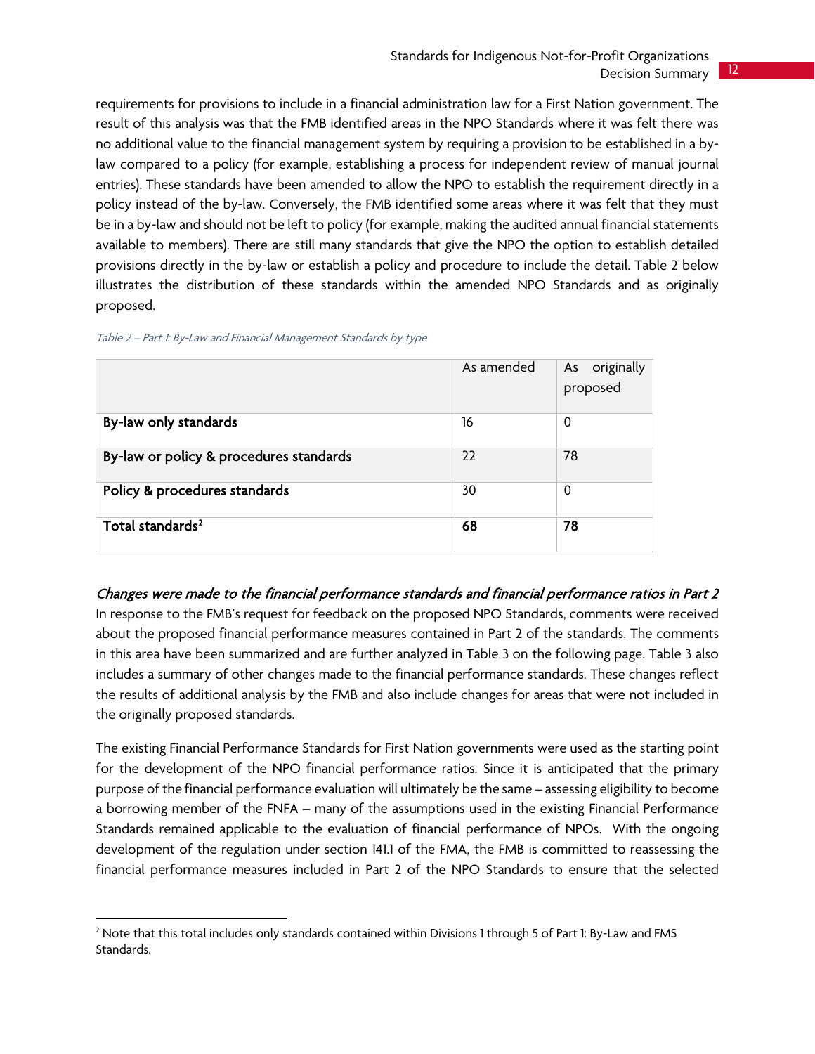requirements for provisions to include in a financial administration law for a First Nation government. The result of this analysis was that the FMB identified areas in the NPO Standards where it was felt there was no additional value to the financial management system by requiring a provision to be established in a by-law compared to a policy (for example, establishing a process for independent review of manual journal entries). These standards have been amended to allow the NPO to establish the requirement directly in a policy instead of the by-law. Conversely, the FMB identified some areas where it was felt that they must be in a by-law and should not be left to policy (for example, making the audited annual financial statements available to members). There are still many standards that give the NPO the option to establish detailed provisions directly in the by-law or establish a policy and procedure to include the detail. Table 2 below illustrates the distribution of these standards within the amended NPO Standards and as originally proposed.

*Table 2 – Part 1: By-Law and Financial Management Standards by type*

| | As amended | As originally proposed |
|---|---|---|
| **By-law only standards** | 16 | 0 |
| **By-law or policy & procedures standards** | 22 | 78 |
| **Policy & procedures standards** | 30 | 0 |
| **Total standards**[2] | **68** | **78** |

### *Changes were made to the financial performance standards and financial performance ratios in Part 2*

In response to the FMB's request for feedback on the proposed NPO Standards, comments were received about the proposed financial performance measures contained in Part 2 of the standards. The comments in this area have been summarized and are further analyzed in Table 3 on the following page. Table 3 also includes a summary of other changes made to the financial performance standards. These changes reflect the results of additional analysis by the FMB and also include changes for areas that were not included in the originally proposed standards.

The existing Financial Performance Standards for First Nation governments were used as the starting point for the development of the NPO financial performance ratios. Since it is anticipated that the primary purpose of the financial performance evaluation will ultimately be the same – assessing eligibility to become a borrowing member of the FNFA – many of the assumptions used in the existing Financial Performance Standards remained applicable to the evaluation of financial performance of NPOs. With the ongoing development of the regulation under section 141.1 of the FMA, the FMB is committed to reassessing the financial performance measures included in Part 2 of the NPO Standards to ensure that the selected

---

[2] Note that this total includes only standards contained within Divisions 1 through 5 of Part 1: By-Law and FMS Standards.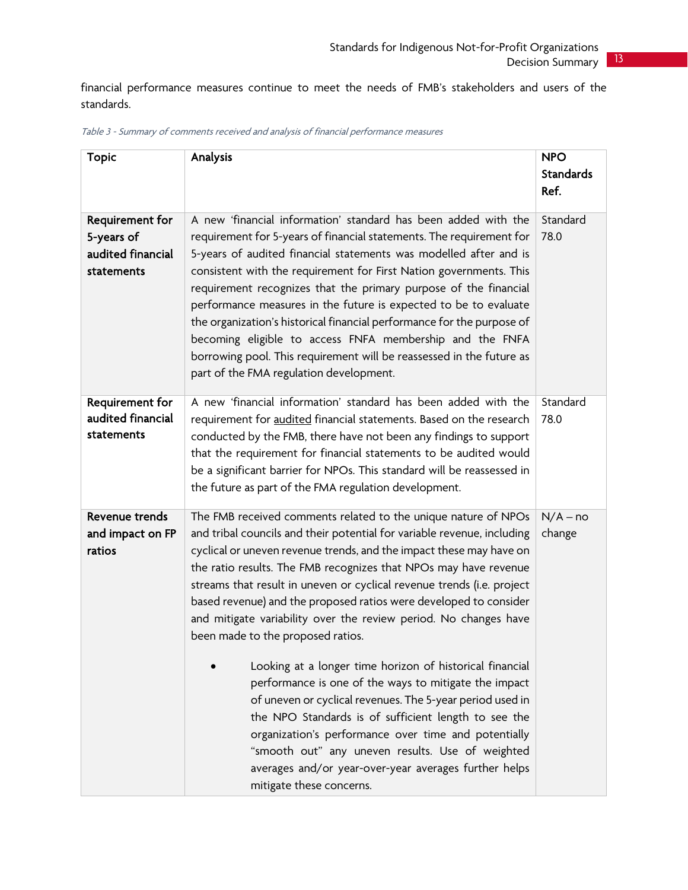financial performance measures continue to meet the needs of FMB's stakeholders and users of the standards.

*Table 3 - Summary of comments received and analysis of financial performance measures*

| Topic | Analysis | NPO Standards Ref. |
|---|---|---|
| **Requirement for 5-years of audited financial statements** | A new 'financial information' standard has been added with the requirement for 5-years of financial statements. The requirement for 5-years of audited financial statements was modelled after and is consistent with the requirement for First Nation governments. This requirement recognizes that the primary purpose of the financial performance measures in the future is expected to be to evaluate the organization's historical financial performance for the purpose of becoming eligible to access FNFA membership and the FNFA borrowing pool. This requirement will be reassessed in the future as part of the FMA regulation development. | Standard 78.0 |
| **Requirement for audited financial statements** | A new 'financial information' standard has been added with the requirement for <u>audited</u> financial statements. Based on the research conducted by the FMB, there have not been any findings to support that the requirement for financial statements to be audited would be a significant barrier for NPOs. This standard will be reassessed in the future as part of the FMA regulation development. | Standard 78.0 |
| **Revenue trends and impact on FP ratios** | The FMB received comments related to the unique nature of NPOs and tribal councils and their potential for variable revenue, including cyclical or uneven revenue trends, and the impact these may have on the ratio results. The FMB recognizes that NPOs may have revenue streams that result in uneven or cyclical revenue trends (i.e. project based revenue) and the proposed ratios were developed to consider and mitigate variability over the review period. No changes have been made to the proposed ratios.<br><br>• Looking at a longer time horizon of historical financial performance is one of the ways to mitigate the impact of uneven or cyclical revenues. The 5-year period used in the NPO Standards is of sufficient length to see the organization's performance over time and potentially "smooth out" any uneven results. Use of weighted averages and/or year-over-year averages further helps mitigate these concerns. | N/A – no change |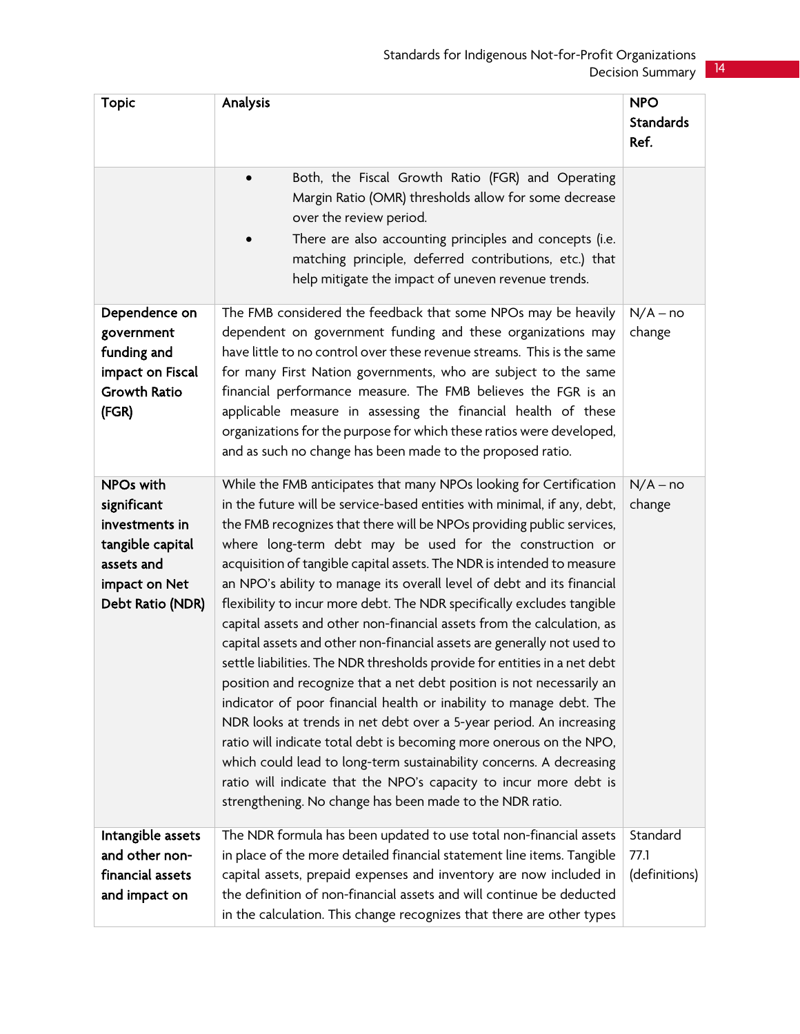| Topic | Analysis | NPO Standards Ref. |
|---|---|---|
| | • Both, the Fiscal Growth Ratio (FGR) and Operating Margin Ratio (OMR) thresholds allow for some decrease over the review period. <br> • There are also accounting principles and concepts (i.e. matching principle, deferred contributions, etc.) that help mitigate the impact of uneven revenue trends. | |
| **Dependence on government funding and impact on Fiscal Growth Ratio (FGR)** | The FMB considered the feedback that some NPOs may be heavily dependent on government funding and these organizations may have little to no control over these revenue streams. This is the same for many First Nation governments, who are subject to the same financial performance measure. The FMB believes the FGR is an applicable measure in assessing the financial health of these organizations for the purpose for which these ratios were developed, and as such no change has been made to the proposed ratio. | N/A – no change |
| **NPOs with significant investments in tangible capital assets and impact on Net Debt Ratio (NDR)** | While the FMB anticipates that many NPOs looking for Certification in the future will be service-based entities with minimal, if any, debt, the FMB recognizes that there will be NPOs providing public services, where long-term debt may be used for the construction or acquisition of tangible capital assets. The NDR is intended to measure an NPO's ability to manage its overall level of debt and its financial flexibility to incur more debt. The NDR specifically excludes tangible capital assets and other non-financial assets from the calculation, as capital assets and other non-financial assets are generally not used to settle liabilities. The NDR thresholds provide for entities in a net debt position and recognize that a net debt position is not necessarily an indicator of poor financial health or inability to manage debt. The NDR looks at trends in net debt over a 5-year period. An increasing ratio will indicate total debt is becoming more onerous on the NPO, which could lead to long-term sustainability concerns. A decreasing ratio will indicate that the NPO's capacity to incur more debt is strengthening. No change has been made to the NDR ratio. | N/A – no change |
| **Intangible assets and other non-financial assets and impact on** | The NDR formula has been updated to use total non-financial assets in place of the more detailed financial statement line items. Tangible capital assets, prepaid expenses and inventory are now included in the definition of non-financial assets and will continue be deducted in the calculation. This change recognizes that there are other types | Standard 77.1 (definitions) |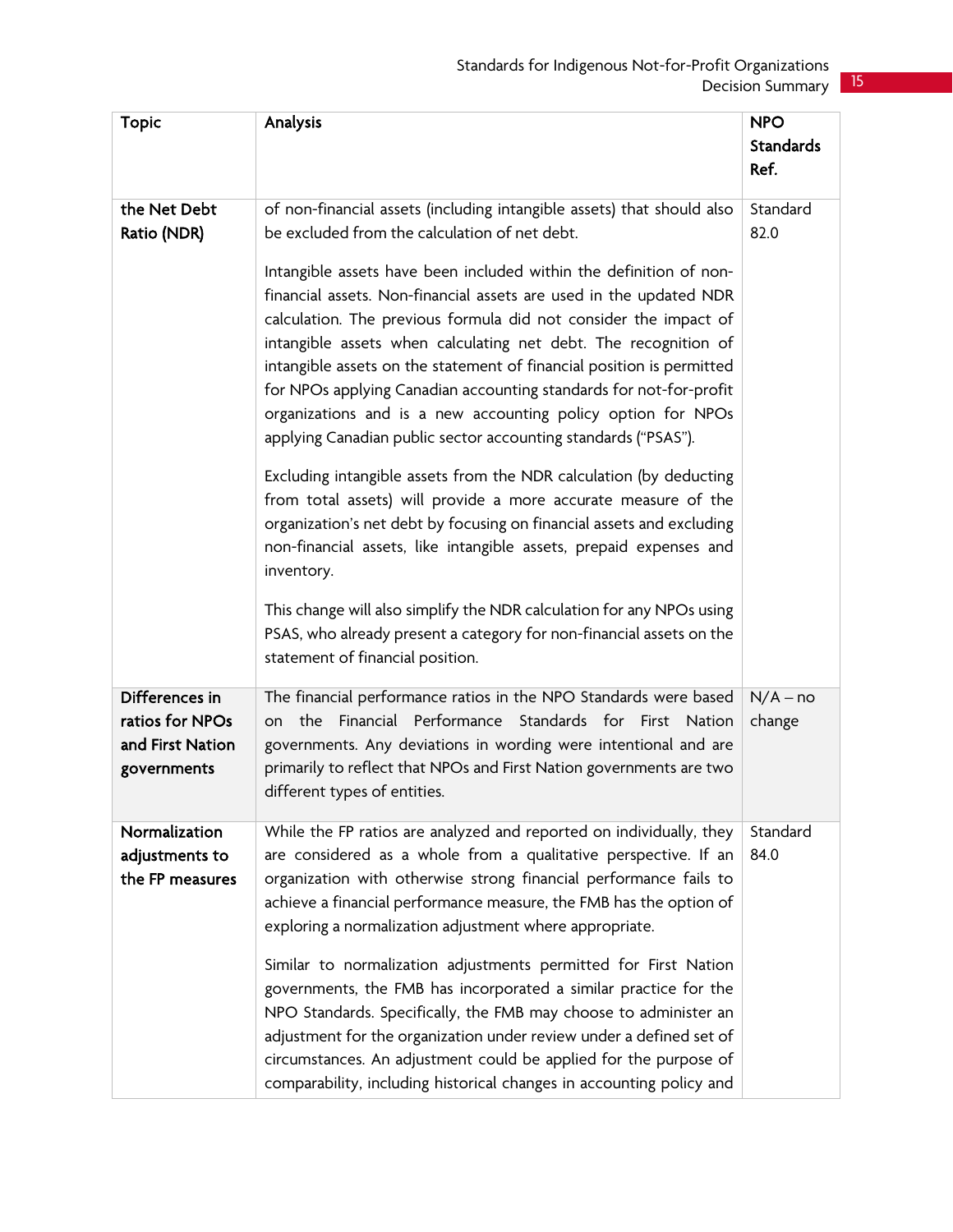| Topic | Analysis | NPO Standards Ref. |
|---|---|---|
| the Net Debt Ratio (NDR) | of non-financial assets (including intangible assets) that should also be excluded from the calculation of net debt.<br><br>Intangible assets have been included within the definition of non-financial assets. Non-financial assets are used in the updated NDR calculation. The previous formula did not consider the impact of intangible assets when calculating net debt. The recognition of intangible assets on the statement of financial position is permitted for NPOs applying Canadian accounting standards for not-for-profit organizations and is a new accounting policy option for NPOs applying Canadian public sector accounting standards ("PSAS").<br><br>Excluding intangible assets from the NDR calculation (by deducting from total assets) will provide a more accurate measure of the organization's net debt by focusing on financial assets and excluding non-financial assets, like intangible assets, prepaid expenses and inventory.<br><br>This change will also simplify the NDR calculation for any NPOs using PSAS, who already present a category for non-financial assets on the statement of financial position. | Standard 82.0 |
| Differences in ratios for NPOs and First Nation governments | The financial performance ratios in the NPO Standards were based on the Financial Performance Standards for First Nation governments. Any deviations in wording were intentional and are primarily to reflect that NPOs and First Nation governments are two different types of entities. | N/A – no change |
| Normalization adjustments to the FP measures | While the FP ratios are analyzed and reported on individually, they are considered as a whole from a qualitative perspective. If an organization with otherwise strong financial performance fails to achieve a financial performance measure, the FMB has the option of exploring a normalization adjustment where appropriate.<br><br>Similar to normalization adjustments permitted for First Nation governments, the FMB has incorporated a similar practice for the NPO Standards. Specifically, the FMB may choose to administer an adjustment for the organization under review under a defined set of circumstances. An adjustment could be applied for the purpose of comparability, including historical changes in accounting policy and | Standard 84.0 |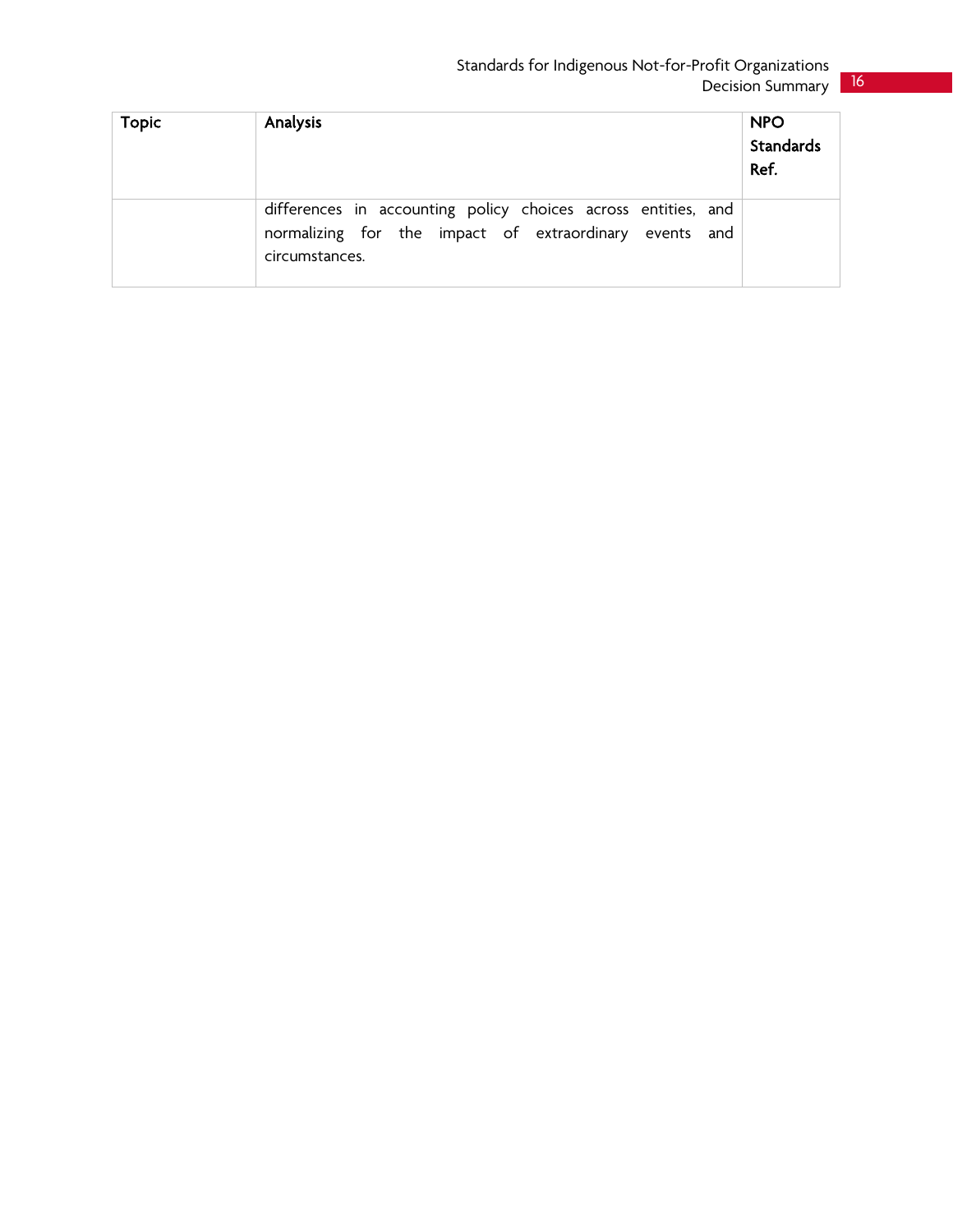| Topic | Analysis | NPO Standards Ref. |
| --- | --- | --- |
| | differences in accounting policy choices across entities, and normalizing for the impact of extraordinary events and circumstances. | |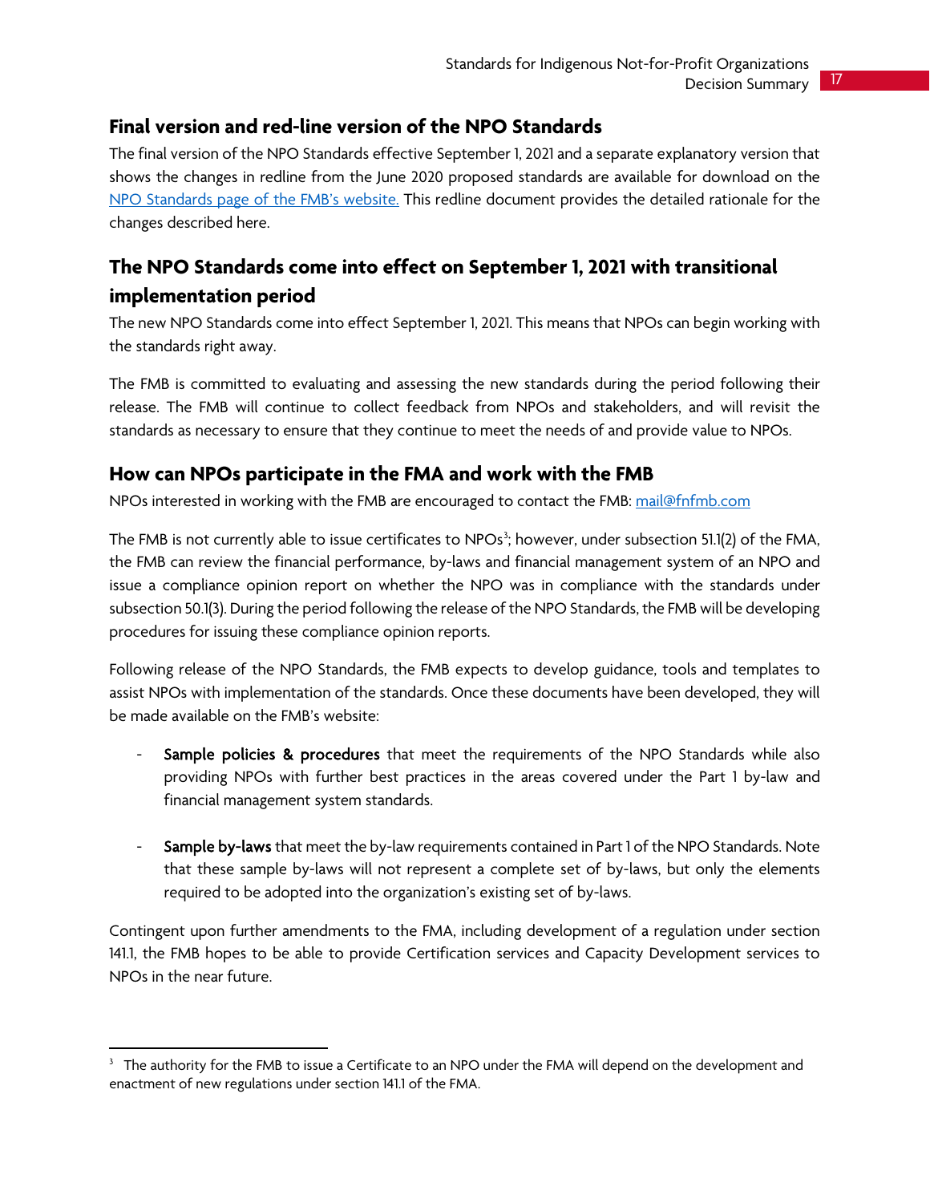## Final version and red-line version of the NPO Standards

The final version of the NPO Standards effective September 1, 2021 and a separate explanatory version that shows the changes in redline from the June 2020 proposed standards are available for download on the [NPO Standards page of the FMB's website.](#) This redline document provides the detailed rationale for the changes described here.

## The NPO Standards come into effect on September 1, 2021 with transitional implementation period

The new NPO Standards come into effect September 1, 2021. This means that NPOs can begin working with the standards right away.

The FMB is committed to evaluating and assessing the new standards during the period following their release. The FMB will continue to collect feedback from NPOs and stakeholders, and will revisit the standards as necessary to ensure that they continue to meet the needs of and provide value to NPOs.

## How can NPOs participate in the FMA and work with the FMB

NPOs interested in working with the FMB are encouraged to contact the FMB: mail@fnfmb.com

The FMB is not currently able to issue certificates to NPOs[3]; however, under subsection 51.1(2) of the FMA, the FMB can review the financial performance, by-laws and financial management system of an NPO and issue a compliance opinion report on whether the NPO was in compliance with the standards under subsection 50.1(3). During the period following the release of the NPO Standards, the FMB will be developing procedures for issuing these compliance opinion reports.

Following release of the NPO Standards, the FMB expects to develop guidance, tools and templates to assist NPOs with implementation of the standards. Once these documents have been developed, they will be made available on the FMB's website:

- **Sample policies & procedures** that meet the requirements of the NPO Standards while also providing NPOs with further best practices in the areas covered under the Part 1 by-law and financial management system standards.

- **Sample by-laws** that meet the by-law requirements contained in Part 1 of the NPO Standards. Note that these sample by-laws will not represent a complete set of by-laws, but only the elements required to be adopted into the organization's existing set of by-laws.

Contingent upon further amendments to the FMA, including development of a regulation under section 141.1, the FMB hopes to be able to provide Certification services and Capacity Development services to NPOs in the near future.

---

[3] The authority for the FMB to issue a Certificate to an NPO under the FMA will depend on the development and enactment of new regulations under section 141.1 of the FMA.